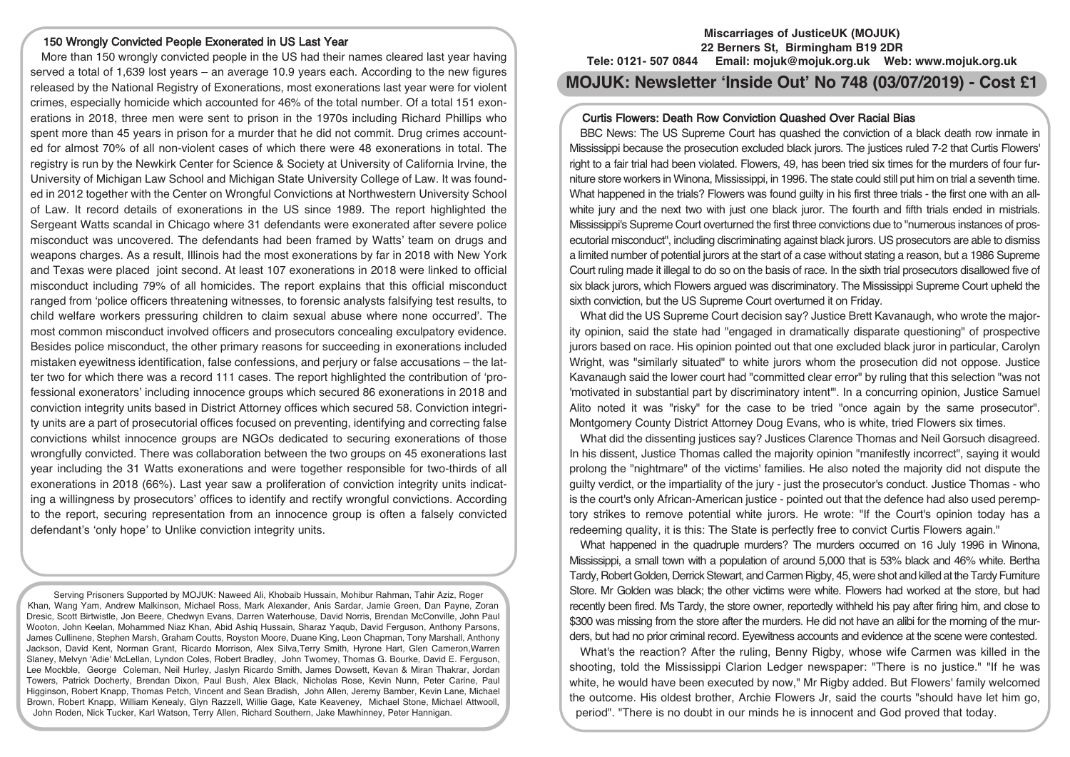**Miscarriages of JusticeUK (MOJUK)**
**22 Berners St, Birmingham B19 2DR**
**Tele: 0121- 507 0844 Email: mojuk@mojuk.org.uk Web: www.mojuk.org.uk**

# MOJUK: Newsletter 'Inside Out' No 748 (03/07/2019) - Cost £1

## 150 Wrongly Convicted People Exonerated in US Last Year

More than 150 wrongly convicted people in the US had their names cleared last year having served a total of 1,639 lost years – an average 10.9 years each. According to the new figures released by the National Registry of Exonerations, most exonerations last year were for violent crimes, especially homicide which accounted for 46% of the total number. Of a total 151 exonerations in 2018, three men were sent to prison in the 1970s including Richard Phillips who spent more than 45 years in prison for a murder that he did not commit. Drug crimes accounted for almost 70% of all non-violent cases of which there were 48 exonerations in total. The registry is run by the Newkirk Center for Science & Society at University of California Irvine, the University of Michigan Law School and Michigan State University College of Law. It was founded in 2012 together with the Center on Wrongful Convictions at Northwestern University School of Law. It record details of exonerations in the US since 1989. The report highlighted the Sergeant Watts scandal in Chicago where 31 defendants were exonerated after severe police misconduct was uncovered. The defendants had been framed by Watts' team on drugs and weapons charges. As a result, Illinois had the most exonerations by far in 2018 with New York and Texas were placed joint second. At least 107 exonerations in 2018 were linked to official misconduct including 79% of all homicides. The report explains that this official misconduct ranged from 'police officers threatening witnesses, to forensic analysts falsifying test results, to child welfare workers pressuring children to claim sexual abuse where none occurred'. The most common misconduct involved officers and prosecutors concealing exculpatory evidence. Besides police misconduct, the other primary reasons for succeeding in exonerations included mistaken eyewitness identification, false confessions, and perjury or false accusations – the latter two for which there was a record 111 cases. The report highlighted the contribution of 'professional exonerators' including innocence groups which secured 86 exonerations in 2018 and conviction integrity units based in District Attorney offices which secured 58. Conviction integrity units are a part of prosecutorial offices focused on preventing, identifying and correcting false convictions whilst innocence groups are NGOs dedicated to securing exonerations of those wrongfully convicted. There was collaboration between the two groups on 45 exonerations last year including the 31 Watts exonerations and were together responsible for two-thirds of all exonerations in 2018 (66%). Last year saw a proliferation of conviction integrity units indicating a willingness by prosecutors' offices to identify and rectify wrongful convictions. According to the report, securing representation from an innocence group is often a falsely convicted defendant's 'only hope' to Unlike conviction integrity units.

Serving Prisoners Supported by MOJUK: Naweed Ali, Khobaib Hussain, Mohibur Rahman, Tahir Aziz, Roger Khan, Wang Yam, Andrew Malkinson, Michael Ross, Mark Alexander, Anis Sardar, Jamie Green, Dan Payne, Zoran Dresic, Scott Birtwistle, Jon Beere, Chedwyn Evans, Darren Waterhouse, David Norris, Brendan McConville, John Paul Wooton, John Keelan, Mohammed Niaz Khan, Abid Ashiq Hussain, Sharaz Yaqub, David Ferguson, Anthony Parsons, James Cullinene, Stephen Marsh, Graham Coutts, Royston Moore, Duane King, Leon Chapman, Tony Marshall, Anthony Jackson, David Kent, Norman Grant, Ricardo Morrison, Alex Silva,Terry Smith, Hyrone Hart, Glen Cameron,Warren Slaney, Melvyn 'Adie' McLellan, Lyndon Coles, Robert Bradley, John Twomey, Thomas G. Bourke, David E. Ferguson, Lee Mockble, George Coleman, Neil Hurley, Jaslyn Ricardo Smith, James Dowsett, Kevan & Miran Thakrar, Jordan Towers, Patrick Docherty, Brendan Dixon, Paul Bush, Alex Black, Nicholas Rose, Kevin Nunn, Peter Carine, Paul Higginson, Robert Knapp, Thomas Petch, Vincent and Sean Bradish, John Allen, Jeremy Bamber, Kevin Lane, Michael Brown, Robert Knapp, William Kenealy, Glyn Razzell, Willie Gage, Kate Keaveney, Michael Stone, Michael Attwooll, John Roden, Nick Tucker, Karl Watson, Terry Allen, Richard Southern, Jake Mawhinney, Peter Hannigan.

## Curtis Flowers: Death Row Conviction Quashed Over Racial Bias

BBC News: The US Supreme Court has quashed the conviction of a black death row inmate in Mississippi because the prosecution excluded black jurors. The justices ruled 7-2 that Curtis Flowers' right to a fair trial had been violated. Flowers, 49, has been tried six times for the murders of four furniture store workers in Winona, Mississippi, in 1996. The state could still put him on trial a seventh time. What happened in the trials? Flowers was found guilty in his first three trials - the first one with an all-white jury and the next two with just one black juror. The fourth and fifth trials ended in mistrials. Mississippi's Supreme Court overturned the first three convictions due to "numerous instances of prosecutorial misconduct", including discriminating against black jurors. US prosecutors are able to dismiss a limited number of potential jurors at the start of a case without stating a reason, but a 1986 Supreme Court ruling made it illegal to do so on the basis of race. In the sixth trial prosecutors disallowed five of six black jurors, which Flowers argued was discriminatory. The Mississippi Supreme Court upheld the sixth conviction, but the US Supreme Court overturned it on Friday.

What did the US Supreme Court decision say? Justice Brett Kavanaugh, who wrote the majority opinion, said the state had "engaged in dramatically disparate questioning" of prospective jurors based on race. His opinion pointed out that one excluded black juror in particular, Carolyn Wright, was "similarly situated" to white jurors whom the prosecution did not oppose. Justice Kavanaugh said the lower court had "committed clear error" by ruling that this selection "was not 'motivated in substantial part by discriminatory intent'". In a concurring opinion, Justice Samuel Alito noted it was "risky" for the case to be tried "once again by the same prosecutor". Montgomery County District Attorney Doug Evans, who is white, tried Flowers six times.

What did the dissenting justices say? Justices Clarence Thomas and Neil Gorsuch disagreed. In his dissent, Justice Thomas called the majority opinion "manifestly incorrect", saying it would prolong the "nightmare" of the victims' families. He also noted the majority did not dispute the guilty verdict, or the impartiality of the jury - just the prosecutor's conduct. Justice Thomas - who is the court's only African-American justice - pointed out that the defence had also used peremptory strikes to remove potential white jurors. He wrote: "If the Court's opinion today has a redeeming quality, it is this: The State is perfectly free to convict Curtis Flowers again."

What happened in the quadruple murders? The murders occurred on 16 July 1996 in Winona, Mississippi, a small town with a population of around 5,000 that is 53% black and 46% white. Bertha Tardy, Robert Golden, Derrick Stewart, and Carmen Rigby, 45, were shot and killed at the Tardy Furniture Store. Mr Golden was black; the other victims were white. Flowers had worked at the store, but had recently been fired. Ms Tardy, the store owner, reportedly withheld his pay after firing him, and close to $300 was missing from the store after the murders. He did not have an alibi for the morning of the murders, but had no prior criminal record. Eyewitness accounts and evidence at the scene were contested.

What's the reaction? After the ruling, Benny Rigby, whose wife Carmen was killed in the shooting, told the Mississippi Clarion Ledger newspaper: "There is no justice." "If he was white, he would have been executed by now," Mr Rigby added. But Flowers' family welcomed the outcome. His oldest brother, Archie Flowers Jr, said the courts "should have let him go, period". "There is no doubt in our minds he is innocent and God proved that today.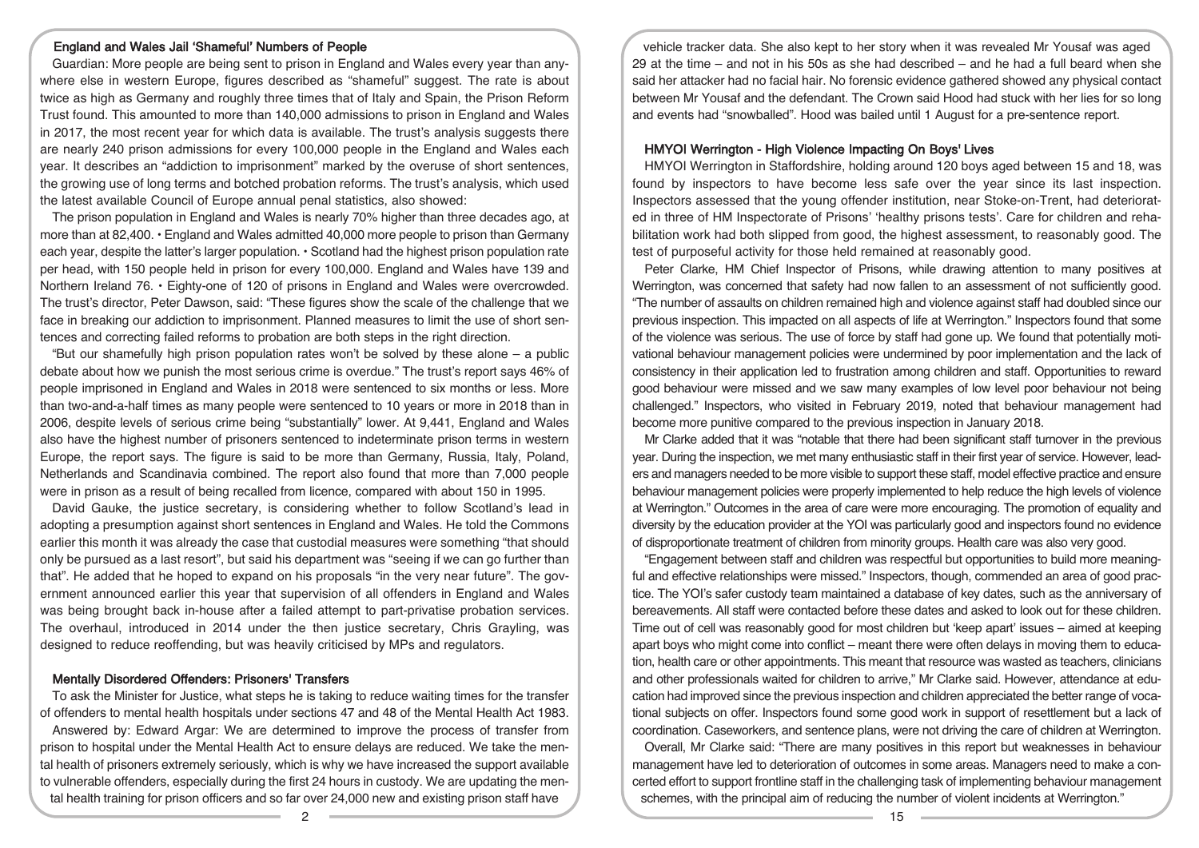## England and Wales Jail 'Shameful' Numbers of People

Guardian: More people are being sent to prison in England and Wales every year than anywhere else in western Europe, figures described as "shameful" suggest. The rate is about twice as high as Germany and roughly three times that of Italy and Spain, the Prison Reform Trust found. This amounted to more than 140,000 admissions to prison in England and Wales in 2017, the most recent year for which data is available. The trust's analysis suggests there are nearly 240 prison admissions for every 100,000 people in the England and Wales each year. It describes an "addiction to imprisonment" marked by the overuse of short sentences, the growing use of long terms and botched probation reforms. The trust's analysis, which used the latest available Council of Europe annual penal statistics, also showed:

The prison population in England and Wales is nearly 70% higher than three decades ago, at more than at 82,400. • England and Wales admitted 40,000 more people to prison than Germany each year, despite the latter's larger population. • Scotland had the highest prison population rate per head, with 150 people held in prison for every 100,000. England and Wales have 139 and Northern Ireland 76. • Eighty-one of 120 of prisons in England and Wales were overcrowded. The trust's director, Peter Dawson, said: "These figures show the scale of the challenge that we face in breaking our addiction to imprisonment. Planned measures to limit the use of short sentences and correcting failed reforms to probation are both steps in the right direction.

"But our shamefully high prison population rates won't be solved by these alone – a public debate about how we punish the most serious crime is overdue." The trust's report says 46% of people imprisoned in England and Wales in 2018 were sentenced to six months or less. More than two-and-a-half times as many people were sentenced to 10 years or more in 2018 than in 2006, despite levels of serious crime being "substantially" lower. At 9,441, England and Wales also have the highest number of prisoners sentenced to indeterminate prison terms in western Europe, the report says. The figure is said to be more than Germany, Russia, Italy, Poland, Netherlands and Scandinavia combined. The report also found that more than 7,000 people were in prison as a result of being recalled from licence, compared with about 150 in 1995.

David Gauke, the justice secretary, is considering whether to follow Scotland's lead in adopting a presumption against short sentences in England and Wales. He told the Commons earlier this month it was already the case that custodial measures were something "that should only be pursued as a last resort", but said his department was "seeing if we can go further than that". He added that he hoped to expand on his proposals "in the very near future". The government announced earlier this year that supervision of all offenders in England and Wales was being brought back in-house after a failed attempt to part-privatise probation services. The overhaul, introduced in 2014 under the then justice secretary, Chris Grayling, was designed to reduce reoffending, but was heavily criticised by MPs and regulators.

## Mentally Disordered Offenders: Prisoners' Transfers

To ask the Minister for Justice, what steps he is taking to reduce waiting times for the transfer of offenders to mental health hospitals under sections 47 and 48 of the Mental Health Act 1983.

Answered by: Edward Argar: We are determined to improve the process of transfer from prison to hospital under the Mental Health Act to ensure delays are reduced. We take the mental health of prisoners extremely seriously, which is why we have increased the support available to vulnerable offenders, especially during the first 24 hours in custody. We are updating the mental health training for prison officers and so far over 24,000 new and existing prison staff have

vehicle tracker data. She also kept to her story when it was revealed Mr Yousaf was aged 29 at the time – and not in his 50s as she had described – and he had a full beard when she said her attacker had no facial hair. No forensic evidence gathered showed any physical contact between Mr Yousaf and the defendant. The Crown said Hood had stuck with her lies for so long and events had "snowballed". Hood was bailed until 1 August for a pre-sentence report.

## HMYOI Werrington - High Violence Impacting On Boys' Lives

HMYOI Werrington in Staffordshire, holding around 120 boys aged between 15 and 18, was found by inspectors to have become less safe over the year since its last inspection. Inspectors assessed that the young offender institution, near Stoke-on-Trent, had deteriorated in three of HM Inspectorate of Prisons' 'healthy prisons tests'. Care for children and rehabilitation work had both slipped from good, the highest assessment, to reasonably good. The test of purposeful activity for those held remained at reasonably good.

Peter Clarke, HM Chief Inspector of Prisons, while drawing attention to many positives at Werrington, was concerned that safety had now fallen to an assessment of not sufficiently good. "The number of assaults on children remained high and violence against staff had doubled since our previous inspection. This impacted on all aspects of life at Werrington." Inspectors found that some of the violence was serious. The use of force by staff had gone up. We found that potentially motivational behaviour management policies were undermined by poor implementation and the lack of consistency in their application led to frustration among children and staff. Opportunities to reward good behaviour were missed and we saw many examples of low level poor behaviour not being challenged." Inspectors, who visited in February 2019, noted that behaviour management had become more punitive compared to the previous inspection in January 2018.

Mr Clarke added that it was "notable that there had been significant staff turnover in the previous year. During the inspection, we met many enthusiastic staff in their first year of service. However, leaders and managers needed to be more visible to support these staff, model effective practice and ensure behaviour management policies were properly implemented to help reduce the high levels of violence at Werrington." Outcomes in the area of care were more encouraging. The promotion of equality and diversity by the education provider at the YOI was particularly good and inspectors found no evidence of disproportionate treatment of children from minority groups. Health care was also very good.

"Engagement between staff and children was respectful but opportunities to build more meaningful and effective relationships were missed." Inspectors, though, commended an area of good practice. The YOI's safer custody team maintained a database of key dates, such as the anniversary of bereavements. All staff were contacted before these dates and asked to look out for these children. Time out of cell was reasonably good for most children but 'keep apart' issues – aimed at keeping apart boys who might come into conflict – meant there were often delays in moving them to education, health care or other appointments. This meant that resource was wasted as teachers, clinicians and other professionals waited for children to arrive," Mr Clarke said. However, attendance at education had improved since the previous inspection and children appreciated the better range of vocational subjects on offer. Inspectors found some good work in support of resettlement but a lack of coordination. Caseworkers, and sentence plans, were not driving the care of children at Werrington.

Overall, Mr Clarke said: "There are many positives in this report but weaknesses in behaviour management have led to deterioration of outcomes in some areas. Managers need to make a concerted effort to support frontline staff in the challenging task of implementing behaviour management schemes, with the principal aim of reducing the number of violent incidents at Werrington."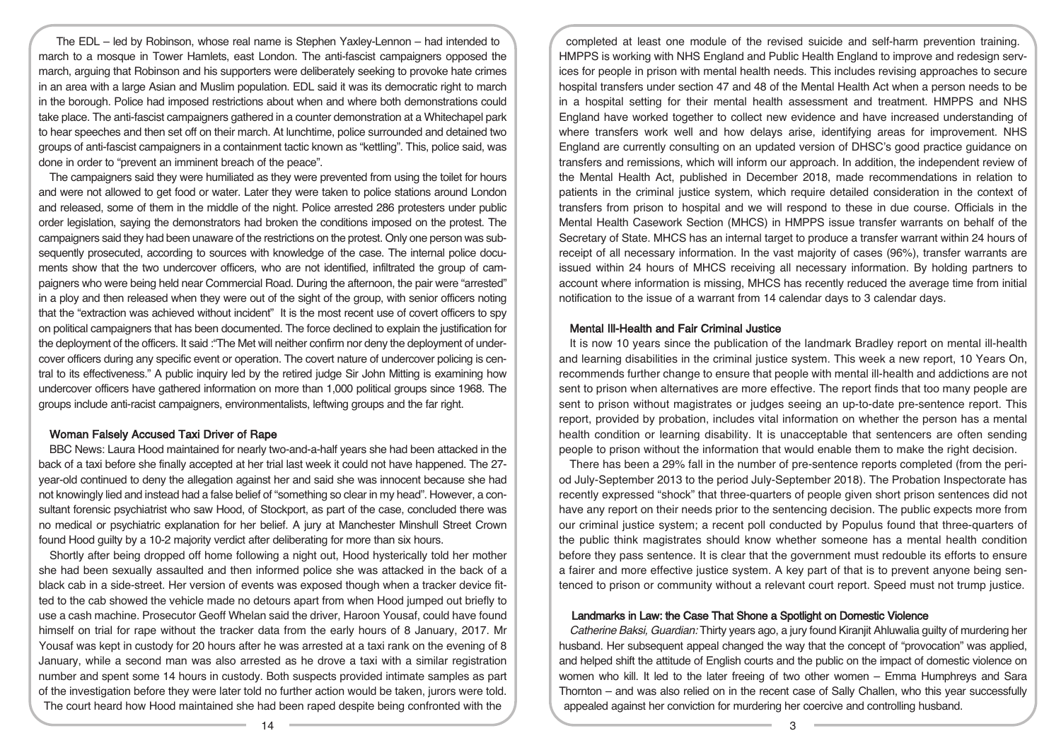The EDL – led by Robinson, whose real name is Stephen Yaxley-Lennon – had intended to march to a mosque in Tower Hamlets, east London. The anti-fascist campaigners opposed the march, arguing that Robinson and his supporters were deliberately seeking to provoke hate crimes in an area with a large Asian and Muslim population. EDL said it was its democratic right to march in the borough. Police had imposed restrictions about when and where both demonstrations could take place. The anti-fascist campaigners gathered in a counter demonstration at a Whitechapel park to hear speeches and then set off on their march. At lunchtime, police surrounded and detained two groups of anti-fascist campaigners in a containment tactic known as "kettling". This, police said, was done in order to "prevent an imminent breach of the peace".

The campaigners said they were humiliated as they were prevented from using the toilet for hours and were not allowed to get food or water. Later they were taken to police stations around London and released, some of them in the middle of the night. Police arrested 286 protesters under public order legislation, saying the demonstrators had broken the conditions imposed on the protest. The campaigners said they had been unaware of the restrictions on the protest. Only one person was subsequently prosecuted, according to sources with knowledge of the case. The internal police documents show that the two undercover officers, who are not identified, infiltrated the group of campaigners who were being held near Commercial Road. During the afternoon, the pair were "arrested" in a ploy and then released when they were out of the sight of the group, with senior officers noting that the "extraction was achieved without incident" It is the most recent use of covert officers to spy on political campaigners that has been documented. The force declined to explain the justification for the deployment of the officers. It said :"The Met will neither confirm nor deny the deployment of undercover officers during any specific event or operation. The covert nature of undercover policing is central to its effectiveness." A public inquiry led by the retired judge Sir John Mitting is examining how undercover officers have gathered information on more than 1,000 political groups since 1968. The groups include anti-racist campaigners, environmentalists, leftwing groups and the far right.

### Woman Falsely Accused Taxi Driver of Rape

BBC News: Laura Hood maintained for nearly two-and-a-half years she had been attacked in the back of a taxi before she finally accepted at her trial last week it could not have happened. The 27-year-old continued to deny the allegation against her and said she was innocent because she had not knowingly lied and instead had a false belief of "something so clear in my head". However, a consultant forensic psychiatrist who saw Hood, of Stockport, as part of the case, concluded there was no medical or psychiatric explanation for her belief. A jury at Manchester Minshull Street Crown found Hood guilty by a 10-2 majority verdict after deliberating for more than six hours.

Shortly after being dropped off home following a night out, Hood hysterically told her mother she had been sexually assaulted and then informed police she was attacked in the back of a black cab in a side-street. Her version of events was exposed though when a tracker device fitted to the cab showed the vehicle made no detours apart from when Hood jumped out briefly to use a cash machine. Prosecutor Geoff Whelan said the driver, Haroon Yousaf, could have found himself on trial for rape without the tracker data from the early hours of 8 January, 2017. Mr Yousaf was kept in custody for 20 hours after he was arrested at a taxi rank on the evening of 8 January, while a second man was also arrested as he drove a taxi with a similar registration number and spent some 14 hours in custody. Both suspects provided intimate samples as part of the investigation before they were later told no further action would be taken, jurors were told. The court heard how Hood maintained she had been raped despite being confronted with the

completed at least one module of the revised suicide and self-harm prevention training. HMPPS is working with NHS England and Public Health England to improve and redesign services for people in prison with mental health needs. This includes revising approaches to secure hospital transfers under section 47 and 48 of the Mental Health Act when a person needs to be in a hospital setting for their mental health assessment and treatment. HMPPS and NHS England have worked together to collect new evidence and have increased understanding of where transfers work well and how delays arise, identifying areas for improvement. NHS England are currently consulting on an updated version of DHSC's good practice guidance on transfers and remissions, which will inform our approach. In addition, the independent review of the Mental Health Act, published in December 2018, made recommendations in relation to patients in the criminal justice system, which require detailed consideration in the context of transfers from prison to hospital and we will respond to these in due course. Officials in the Mental Health Casework Section (MHCS) in HMPPS issue transfer warrants on behalf of the Secretary of State. MHCS has an internal target to produce a transfer warrant within 24 hours of receipt of all necessary information. In the vast majority of cases (96%), transfer warrants are issued within 24 hours of MHCS receiving all necessary information. By holding partners to account where information is missing, MHCS has recently reduced the average time from initial notification to the issue of a warrant from 14 calendar days to 3 calendar days.

### Mental Ill-Health and Fair Criminal Justice

It is now 10 years since the publication of the landmark Bradley report on mental ill-health and learning disabilities in the criminal justice system. This week a new report, 10 Years On, recommends further change to ensure that people with mental ill-health and addictions are not sent to prison when alternatives are more effective. The report finds that too many people are sent to prison without magistrates or judges seeing an up-to-date pre-sentence report. This report, provided by probation, includes vital information on whether the person has a mental health condition or learning disability. It is unacceptable that sentencers are often sending people to prison without the information that would enable them to make the right decision.

There has been a 29% fall in the number of pre-sentence reports completed (from the period July-September 2013 to the period July-September 2018). The Probation Inspectorate has recently expressed "shock" that three-quarters of people given short prison sentences did not have any report on their needs prior to the sentencing decision. The public expects more from our criminal justice system; a recent poll conducted by Populus found that three-quarters of the public think magistrates should know whether someone has a mental health condition before they pass sentence. It is clear that the government must redouble its efforts to ensure a fairer and more effective justice system. A key part of that is to prevent anyone being sentenced to prison or community without a relevant court report. Speed must not trump justice.

### Landmarks in Law: the Case That Shone a Spotlight on Domestic Violence

*Catherine Baksi, Guardian:* Thirty years ago, a jury found Kiranjit Ahluwalia guilty of murdering her husband. Her subsequent appeal changed the way that the concept of "provocation" was applied, and helped shift the attitude of English courts and the public on the impact of domestic violence on women who kill. It led to the later freeing of two other women – Emma Humphreys and Sara Thornton – and was also relied on in the recent case of Sally Challen, who this year successfully appealed against her conviction for murdering her coercive and controlling husband.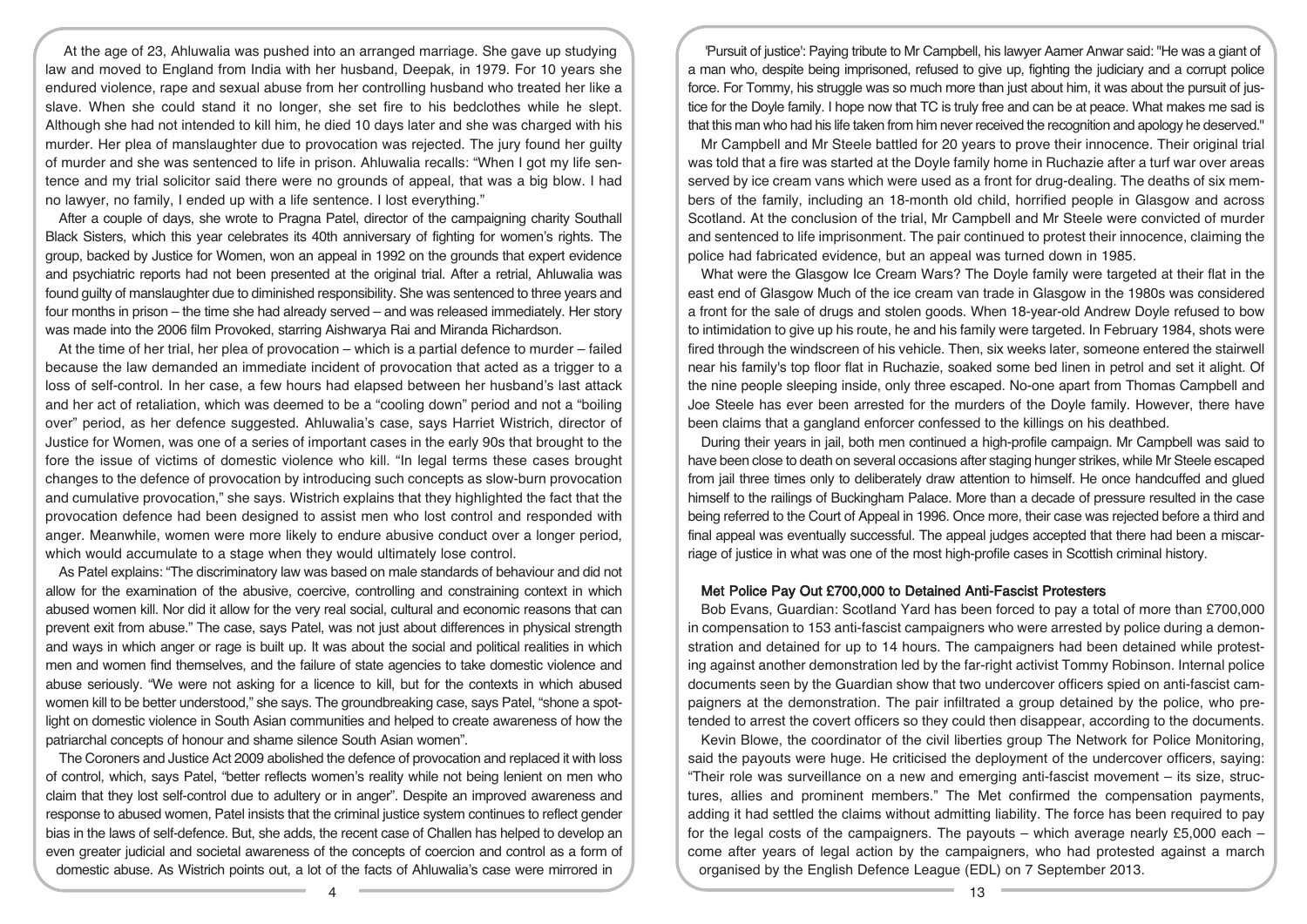At the age of 23, Ahluwalia was pushed into an arranged marriage. She gave up studying law and moved to England from India with her husband, Deepak, in 1979. For 10 years she endured violence, rape and sexual abuse from her controlling husband who treated her like a slave. When she could stand it no longer, she set fire to his bedclothes while he slept. Although she had not intended to kill him, he died 10 days later and she was charged with his murder. Her plea of manslaughter due to provocation was rejected. The jury found her guilty of murder and she was sentenced to life in prison. Ahluwalia recalls: "When I got my life sentence and my trial solicitor said there were no grounds of appeal, that was a big blow. I had no lawyer, no family, I ended up with a life sentence. I lost everything."

After a couple of days, she wrote to Pragna Patel, director of the campaigning charity Southall Black Sisters, which this year celebrates its 40th anniversary of fighting for women's rights. The group, backed by Justice for Women, won an appeal in 1992 on the grounds that expert evidence and psychiatric reports had not been presented at the original trial. After a retrial, Ahluwalia was found guilty of manslaughter due to diminished responsibility. She was sentenced to three years and four months in prison – the time she had already served – and was released immediately. Her story was made into the 2006 film Provoked, starring Aishwarya Rai and Miranda Richardson.

At the time of her trial, her plea of provocation – which is a partial defence to murder – failed because the law demanded an immediate incident of provocation that acted as a trigger to a loss of self-control. In her case, a few hours had elapsed between her husband's last attack and her act of retaliation, which was deemed to be a "cooling down" period and not a "boiling over" period, as her defence suggested. Ahluwalia's case, says Harriet Wistrich, director of Justice for Women, was one of a series of important cases in the early 90s that brought to the fore the issue of victims of domestic violence who kill. "In legal terms these cases brought changes to the defence of provocation by introducing such concepts as slow-burn provocation and cumulative provocation," she says. Wistrich explains that they highlighted the fact that the provocation defence had been designed to assist men who lost control and responded with anger. Meanwhile, women were more likely to endure abusive conduct over a longer period, which would accumulate to a stage when they would ultimately lose control.

As Patel explains: "The discriminatory law was based on male standards of behaviour and did not allow for the examination of the abusive, coercive, controlling and constraining context in which abused women kill. Nor did it allow for the very real social, cultural and economic reasons that can prevent exit from abuse." The case, says Patel, was not just about differences in physical strength and ways in which anger or rage is built up. It was about the social and political realities in which men and women find themselves, and the failure of state agencies to take domestic violence and abuse seriously. "We were not asking for a licence to kill, but for the contexts in which abused women kill to be better understood," she says. The groundbreaking case, says Patel, "shone a spotlight on domestic violence in South Asian communities and helped to create awareness of how the patriarchal concepts of honour and shame silence South Asian women".

The Coroners and Justice Act 2009 abolished the defence of provocation and replaced it with loss of control, which, says Patel, "better reflects women's reality while not being lenient on men who claim that they lost self-control due to adultery or in anger". Despite an improved awareness and response to abused women, Patel insists that the criminal justice system continues to reflect gender bias in the laws of self-defence. But, she adds, the recent case of Challen has helped to develop an even greater judicial and societal awareness of the concepts of coercion and control as a form of domestic abuse. As Wistrich points out, a lot of the facts of Ahluwalia's case were mirrored in

'Pursuit of justice': Paying tribute to Mr Campbell, his lawyer Aamer Anwar said: "He was a giant of a man who, despite being imprisoned, refused to give up, fighting the judiciary and a corrupt police force. For Tommy, his struggle was so much more than just about him, it was about the pursuit of justice for the Doyle family. I hope now that TC is truly free and can be at peace. What makes me sad is that this man who had his life taken from him never received the recognition and apology he deserved."

Mr Campbell and Mr Steele battled for 20 years to prove their innocence. Their original trial was told that a fire was started at the Doyle family home in Ruchazie after a turf war over areas served by ice cream vans which were used as a front for drug-dealing. The deaths of six members of the family, including an 18-month old child, horrified people in Glasgow and across Scotland. At the conclusion of the trial, Mr Campbell and Mr Steele were convicted of murder and sentenced to life imprisonment. The pair continued to protest their innocence, claiming the police had fabricated evidence, but an appeal was turned down in 1985.

What were the Glasgow Ice Cream Wars? The Doyle family were targeted at their flat in the east end of Glasgow Much of the ice cream van trade in Glasgow in the 1980s was considered a front for the sale of drugs and stolen goods. When 18-year-old Andrew Doyle refused to bow to intimidation to give up his route, he and his family were targeted. In February 1984, shots were fired through the windscreen of his vehicle. Then, six weeks later, someone entered the stairwell near his family's top floor flat in Ruchazie, soaked some bed linen in petrol and set it alight. Of the nine people sleeping inside, only three escaped. No-one apart from Thomas Campbell and Joe Steele has ever been arrested for the murders of the Doyle family. However, there have been claims that a gangland enforcer confessed to the killings on his deathbed.

During their years in jail, both men continued a high-profile campaign. Mr Campbell was said to have been close to death on several occasions after staging hunger strikes, while Mr Steele escaped from jail three times only to deliberately draw attention to himself. He once handcuffed and glued himself to the railings of Buckingham Palace. More than a decade of pressure resulted in the case being referred to the Court of Appeal in 1996. Once more, their case was rejected before a third and final appeal was eventually successful. The appeal judges accepted that there had been a miscarriage of justice in what was one of the most high-profile cases in Scottish criminal history.

## Met Police Pay Out £700,000 to Detained Anti-Fascist Protesters

Bob Evans, Guardian: Scotland Yard has been forced to pay a total of more than £700,000 in compensation to 153 anti-fascist campaigners who were arrested by police during a demonstration and detained for up to 14 hours. The campaigners had been detained while protesting against another demonstration led by the far-right activist Tommy Robinson. Internal police documents seen by the Guardian show that two undercover officers spied on anti-fascist campaigners at the demonstration. The pair infiltrated a group detained by the police, who pretended to arrest the covert officers so they could then disappear, according to the documents.

Kevin Blowe, the coordinator of the civil liberties group The Network for Police Monitoring, said the payouts were huge. He criticised the deployment of the undercover officers, saying: "Their role was surveillance on a new and emerging anti-fascist movement – its size, structures, allies and prominent members." The Met confirmed the compensation payments, adding it had settled the claims without admitting liability. The force has been required to pay for the legal costs of the campaigners. The payouts – which average nearly £5,000 each – come after years of legal action by the campaigners, who had protested against a march organised by the English Defence League (EDL) on 7 September 2013.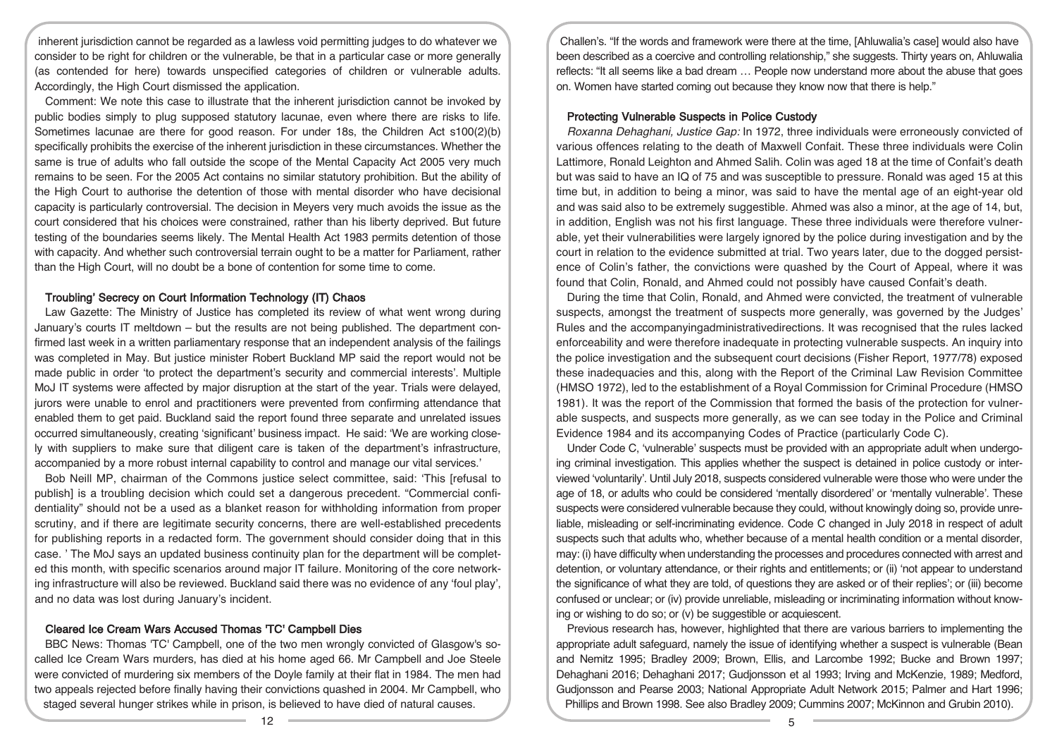inherent jurisdiction cannot be regarded as a lawless void permitting judges to do whatever we consider to be right for children or the vulnerable, be that in a particular case or more generally (as contended for here) towards unspecified categories of children or vulnerable adults. Accordingly, the High Court dismissed the application.

Comment: We note this case to illustrate that the inherent jurisdiction cannot be invoked by public bodies simply to plug supposed statutory lacunae, even where there are risks to life. Sometimes lacunae are there for good reason. For under 18s, the Children Act s100(2)(b) specifically prohibits the exercise of the inherent jurisdiction in these circumstances. Whether the same is true of adults who fall outside the scope of the Mental Capacity Act 2005 very much remains to be seen. For the 2005 Act contains no similar statutory prohibition. But the ability of the High Court to authorise the detention of those with mental disorder who have decisional capacity is particularly controversial. The decision in Meyers very much avoids the issue as the court considered that his choices were constrained, rather than his liberty deprived. But future testing of the boundaries seems likely. The Mental Health Act 1983 permits detention of those with capacity. And whether such controversial terrain ought to be a matter for Parliament, rather than the High Court, will no doubt be a bone of contention for some time to come.

### Troubling' Secrecy on Court Information Technology (IT) Chaos

Law Gazette: The Ministry of Justice has completed its review of what went wrong during January's courts IT meltdown – but the results are not being published. The department confirmed last week in a written parliamentary response that an independent analysis of the failings was completed in May. But justice minister Robert Buckland MP said the report would not be made public in order 'to protect the department's security and commercial interests'. Multiple MoJ IT systems were affected by major disruption at the start of the year. Trials were delayed, jurors were unable to enrol and practitioners were prevented from confirming attendance that enabled them to get paid. Buckland said the report found three separate and unrelated issues occurred simultaneously, creating 'significant' business impact. He said: 'We are working closely with suppliers to make sure that diligent care is taken of the department's infrastructure, accompanied by a more robust internal capability to control and manage our vital services.'

Bob Neill MP, chairman of the Commons justice select committee, said: 'This [refusal to publish] is a troubling decision which could set a dangerous precedent. "Commercial confidentiality" should not be a used as a blanket reason for withholding information from proper scrutiny, and if there are legitimate security concerns, there are well-established precedents for publishing reports in a redacted form. The government should consider doing that in this case. ' The MoJ says an updated business continuity plan for the department will be completed this month, with specific scenarios around major IT failure. Monitoring of the core networking infrastructure will also be reviewed. Buckland said there was no evidence of any 'foul play', and no data was lost during January's incident.

### Cleared Ice Cream Wars Accused Thomas 'TC' Campbell Dies

BBC News: Thomas 'TC' Campbell, one of the two men wrongly convicted of Glasgow's so-called Ice Cream Wars murders, has died at his home aged 66. Mr Campbell and Joe Steele were convicted of murdering six members of the Doyle family at their flat in 1984. The men had two appeals rejected before finally having their convictions quashed in 2004. Mr Campbell, who staged several hunger strikes while in prison, is believed to have died of natural causes.

Challen's. "If the words and framework were there at the time, [Ahluwalia's case] would also have been described as a coercive and controlling relationship," she suggests. Thirty years on, Ahluwalia reflects: "It all seems like a bad dream … People now understand more about the abuse that goes on. Women have started coming out because they know now that there is help."

### Protecting Vulnerable Suspects in Police Custody

*Roxanna Dehaghani, Justice Gap:* In 1972, three individuals were erroneously convicted of various offences relating to the death of Maxwell Confait. These three individuals were Colin Lattimore, Ronald Leighton and Ahmed Salih. Colin was aged 18 at the time of Confait's death but was said to have an IQ of 75 and was susceptible to pressure. Ronald was aged 15 at this time but, in addition to being a minor, was said to have the mental age of an eight-year old and was said also to be extremely suggestible. Ahmed was also a minor, at the age of 14, but, in addition, English was not his first language. These three individuals were therefore vulnerable, yet their vulnerabilities were largely ignored by the police during investigation and by the court in relation to the evidence submitted at trial. Two years later, due to the dogged persistence of Colin's father, the convictions were quashed by the Court of Appeal, where it was found that Colin, Ronald, and Ahmed could not possibly have caused Confait's death.

During the time that Colin, Ronald, and Ahmed were convicted, the treatment of vulnerable suspects, amongst the treatment of suspects more generally, was governed by the Judges' Rules and the accompanyingadministrativedirections. It was recognised that the rules lacked enforceability and were therefore inadequate in protecting vulnerable suspects. An inquiry into the police investigation and the subsequent court decisions (Fisher Report, 1977/78) exposed these inadequacies and this, along with the Report of the Criminal Law Revision Committee (HMSO 1972), led to the establishment of a Royal Commission for Criminal Procedure (HMSO 1981). It was the report of the Commission that formed the basis of the protection for vulnerable suspects, and suspects more generally, as we can see today in the Police and Criminal Evidence 1984 and its accompanying Codes of Practice (particularly Code C).

Under Code C, 'vulnerable' suspects must be provided with an appropriate adult when undergoing criminal investigation. This applies whether the suspect is detained in police custody or interviewed 'voluntarily'. Until July 2018, suspects considered vulnerable were those who were under the age of 18, or adults who could be considered 'mentally disordered' or 'mentally vulnerable'. These suspects were considered vulnerable because they could, without knowingly doing so, provide unreliable, misleading or self-incriminating evidence. Code C changed in July 2018 in respect of adult suspects such that adults who, whether because of a mental health condition or a mental disorder, may: (i) have difficulty when understanding the processes and procedures connected with arrest and detention, or voluntary attendance, or their rights and entitlements; or (ii) 'not appear to understand the significance of what they are told, of questions they are asked or of their replies'; or (iii) become confused or unclear; or (iv) provide unreliable, misleading or incriminating information without knowing or wishing to do so; or (v) be suggestible or acquiescent.

Previous research has, however, highlighted that there are various barriers to implementing the appropriate adult safeguard, namely the issue of identifying whether a suspect is vulnerable (Bean and Nemitz 1995; Bradley 2009; Brown, Ellis, and Larcombe 1992; Bucke and Brown 1997; Dehaghani 2016; Dehaghani 2017; Gudjonsson et al 1993; Irving and McKenzie, 1989; Medford, Gudjonsson and Pearse 2003; National Appropriate Adult Network 2015; Palmer and Hart 1996; Phillips and Brown 1998. See also Bradley 2009; Cummins 2007; McKinnon and Grubin 2010).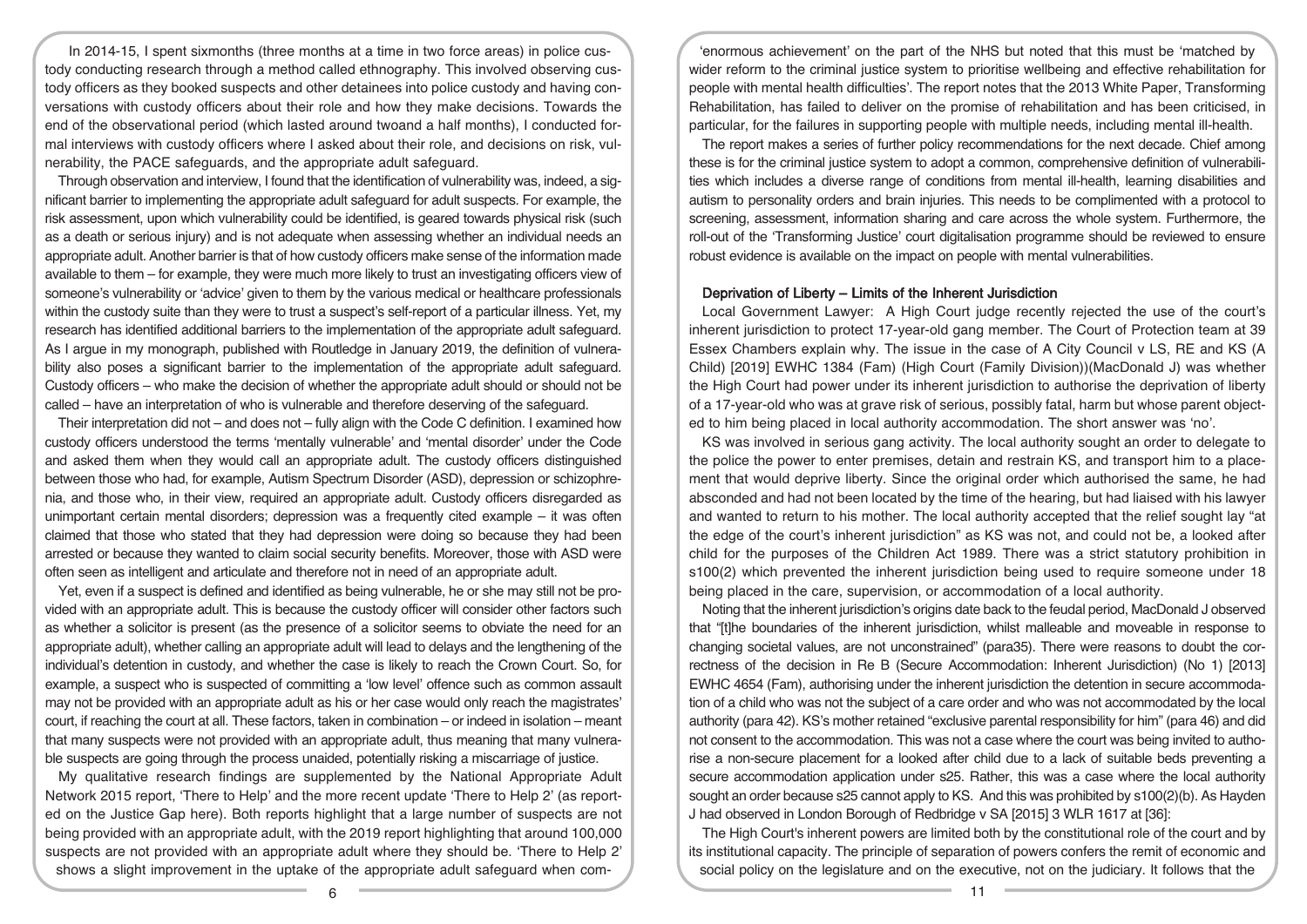In 2014-15, I spent sixmonths (three months at a time in two force areas) in police custody conducting research through a method called ethnography. This involved observing custody officers as they booked suspects and other detainees into police custody and having conversations with custody officers about their role and how they make decisions. Towards the end of the observational period (which lasted around twoand a half months), I conducted formal interviews with custody officers where I asked about their role, and decisions on risk, vulnerability, the PACE safeguards, and the appropriate adult safeguard.

Through observation and interview, I found that the identification of vulnerability was, indeed, a significant barrier to implementing the appropriate adult safeguard for adult suspects. For example, the risk assessment, upon which vulnerability could be identified, is geared towards physical risk (such as a death or serious injury) and is not adequate when assessing whether an individual needs an appropriate adult. Another barrier is that of how custody officers make sense of the information made available to them – for example, they were much more likely to trust an investigating officers view of someone's vulnerability or 'advice' given to them by the various medical or healthcare professionals within the custody suite than they were to trust a suspect's self-report of a particular illness. Yet, my research has identified additional barriers to the implementation of the appropriate adult safeguard. As I argue in my monograph, published with Routledge in January 2019, the definition of vulnerability also poses a significant barrier to the implementation of the appropriate adult safeguard. Custody officers – who make the decision of whether the appropriate adult should or should not be called – have an interpretation of who is vulnerable and therefore deserving of the safeguard.

Their interpretation did not – and does not – fully align with the Code C definition. I examined how custody officers understood the terms 'mentally vulnerable' and 'mental disorder' under the Code and asked them when they would call an appropriate adult. The custody officers distinguished between those who had, for example, Autism Spectrum Disorder (ASD), depression or schizophrenia, and those who, in their view, required an appropriate adult. Custody officers disregarded as unimportant certain mental disorders; depression was a frequently cited example – it was often claimed that those who stated that they had depression were doing so because they had been arrested or because they wanted to claim social security benefits. Moreover, those with ASD were often seen as intelligent and articulate and therefore not in need of an appropriate adult.

Yet, even if a suspect is defined and identified as being vulnerable, he or she may still not be provided with an appropriate adult. This is because the custody officer will consider other factors such as whether a solicitor is present (as the presence of a solicitor seems to obviate the need for an appropriate adult), whether calling an appropriate adult will lead to delays and the lengthening of the individual's detention in custody, and whether the case is likely to reach the Crown Court. So, for example, a suspect who is suspected of committing a 'low level' offence such as common assault may not be provided with an appropriate adult as his or her case would only reach the magistrates' court, if reaching the court at all. These factors, taken in combination – or indeed in isolation – meant that many suspects were not provided with an appropriate adult, thus meaning that many vulnerable suspects are going through the process unaided, potentially risking a miscarriage of justice.

My qualitative research findings are supplemented by the National Appropriate Adult Network 2015 report, 'There to Help' and the more recent update 'There to Help 2' (as reported on the Justice Gap here). Both reports highlight that a large number of suspects are not being provided with an appropriate adult, with the 2019 report highlighting that around 100,000 suspects are not provided with an appropriate adult where they should be. 'There to Help 2' shows a slight improvement in the uptake of the appropriate adult safeguard when com-

'enormous achievement' on the part of the NHS but noted that this must be 'matched by wider reform to the criminal justice system to prioritise wellbeing and effective rehabilitation for people with mental health difficulties'. The report notes that the 2013 White Paper, Transforming Rehabilitation, has failed to deliver on the promise of rehabilitation and has been criticised, in particular, for the failures in supporting people with multiple needs, including mental ill-health.

The report makes a series of further policy recommendations for the next decade. Chief among these is for the criminal justice system to adopt a common, comprehensive definition of vulnerabilities which includes a diverse range of conditions from mental ill-health, learning disabilities and autism to personality orders and brain injuries. This needs to be complimented with a protocol to screening, assessment, information sharing and care across the whole system. Furthermore, the roll-out of the 'Transforming Justice' court digitalisation programme should be reviewed to ensure robust evidence is available on the impact on people with mental vulnerabilities.

## Deprivation of Liberty – Limits of the Inherent Jurisdiction

Local Government Lawyer: A High Court judge recently rejected the use of the court's inherent jurisdiction to protect 17-year-old gang member. The Court of Protection team at 39 Essex Chambers explain why. The issue in the case of A City Council v LS, RE and KS (A Child) [2019] EWHC 1384 (Fam) (High Court (Family Division))(MacDonald J) was whether the High Court had power under its inherent jurisdiction to authorise the deprivation of liberty of a 17-year-old who was at grave risk of serious, possibly fatal, harm but whose parent objected to him being placed in local authority accommodation. The short answer was 'no'.

KS was involved in serious gang activity. The local authority sought an order to delegate to the police the power to enter premises, detain and restrain KS, and transport him to a placement that would deprive liberty. Since the original order which authorised the same, he had absconded and had not been located by the time of the hearing, but had liaised with his lawyer and wanted to return to his mother. The local authority accepted that the relief sought lay "at the edge of the court's inherent jurisdiction" as KS was not, and could not be, a looked after child for the purposes of the Children Act 1989. There was a strict statutory prohibition in s100(2) which prevented the inherent jurisdiction being used to require someone under 18 being placed in the care, supervision, or accommodation of a local authority.

Noting that the inherent jurisdiction's origins date back to the feudal period, MacDonald J observed that "[t]he boundaries of the inherent jurisdiction, whilst malleable and moveable in response to changing societal values, are not unconstrained" (para35). There were reasons to doubt the correctness of the decision in Re B (Secure Accommodation: Inherent Jurisdiction) (No 1) [2013] EWHC 4654 (Fam), authorising under the inherent jurisdiction the detention in secure accommodation of a child who was not the subject of a care order and who was not accommodated by the local authority (para 42). KS's mother retained "exclusive parental responsibility for him" (para 46) and did not consent to the accommodation. This was not a case where the court was being invited to authorise a non-secure placement for a looked after child due to a lack of suitable beds preventing a secure accommodation application under s25. Rather, this was a case where the local authority sought an order because s25 cannot apply to KS. And this was prohibited by s100(2)(b). As Hayden J had observed in London Borough of Redbridge v SA [2015] 3 WLR 1617 at [36]:

The High Court's inherent powers are limited both by the constitutional role of the court and by its institutional capacity. The principle of separation of powers confers the remit of economic and social policy on the legislature and on the executive, not on the judiciary. It follows that the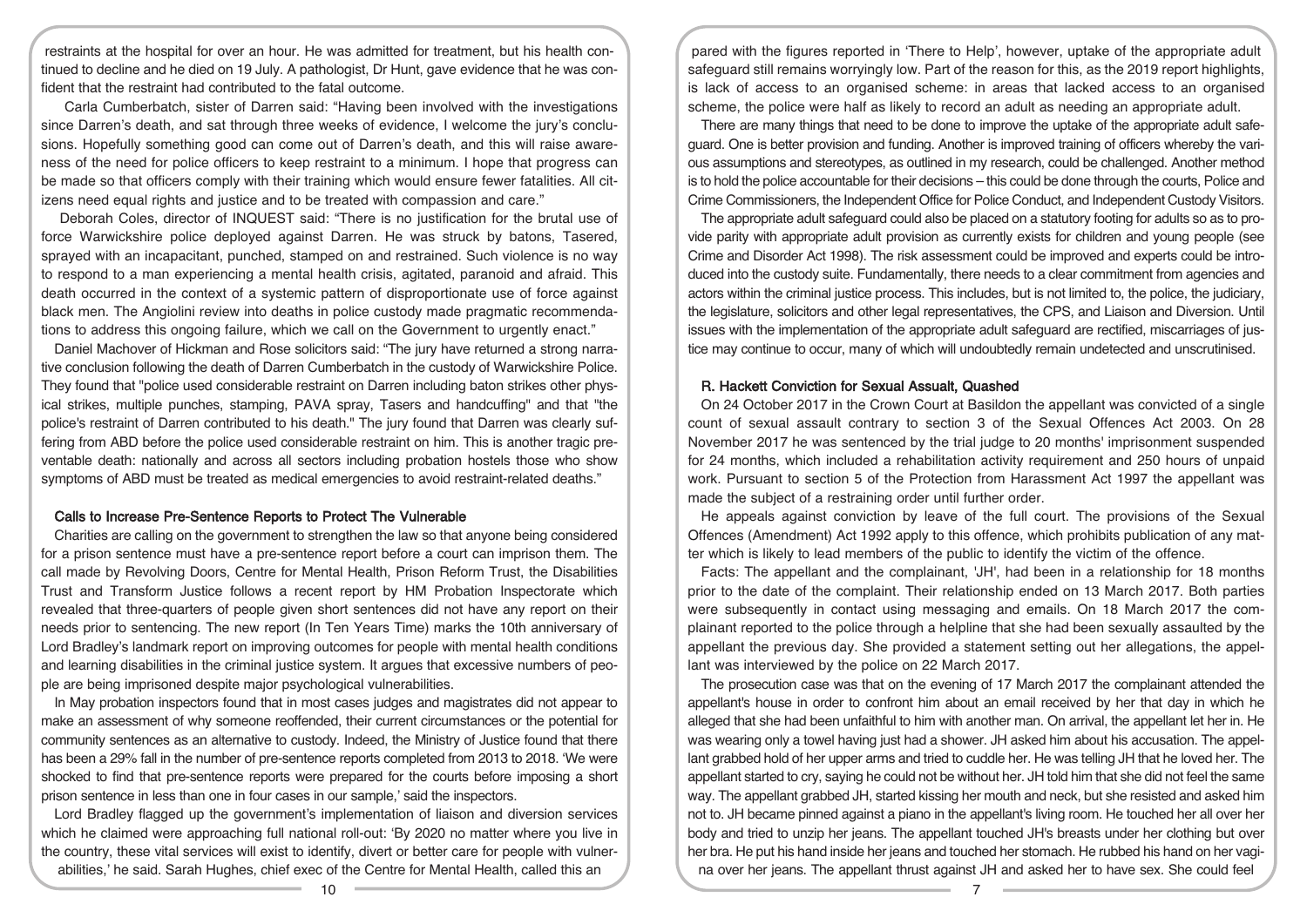restraints at the hospital for over an hour. He was admitted for treatment, but his health continued to decline and he died on 19 July. A pathologist, Dr Hunt, gave evidence that he was confident that the restraint had contributed to the fatal outcome.

Carla Cumberbatch, sister of Darren said: "Having been involved with the investigations since Darren's death, and sat through three weeks of evidence, I welcome the jury's conclusions. Hopefully something good can come out of Darren's death, and this will raise awareness of the need for police officers to keep restraint to a minimum. I hope that progress can be made so that officers comply with their training which would ensure fewer fatalities. All citizens need equal rights and justice and to be treated with compassion and care."

Deborah Coles, director of INQUEST said: "There is no justification for the brutal use of force Warwickshire police deployed against Darren. He was struck by batons, Tasered, sprayed with an incapacitant, punched, stamped on and restrained. Such violence is no way to respond to a man experiencing a mental health crisis, agitated, paranoid and afraid. This death occurred in the context of a systemic pattern of disproportionate use of force against black men. The Angiolini review into deaths in police custody made pragmatic recommendations to address this ongoing failure, which we call on the Government to urgently enact."

Daniel Machover of Hickman and Rose solicitors said: "The jury have returned a strong narrative conclusion following the death of Darren Cumberbatch in the custody of Warwickshire Police. They found that "police used considerable restraint on Darren including baton strikes other physical strikes, multiple punches, stamping, PAVA spray, Tasers and handcuffing" and that "the police's restraint of Darren contributed to his death." The jury found that Darren was clearly suffering from ABD before the police used considerable restraint on him. This is another tragic preventable death: nationally and across all sectors including probation hostels those who show symptoms of ABD must be treated as medical emergencies to avoid restraint-related deaths."

## Calls to Increase Pre-Sentence Reports to Protect The Vulnerable

Charities are calling on the government to strengthen the law so that anyone being considered for a prison sentence must have a pre-sentence report before a court can imprison them. The call made by Revolving Doors, Centre for Mental Health, Prison Reform Trust, the Disabilities Trust and Transform Justice follows a recent report by HM Probation Inspectorate which revealed that three-quarters of people given short sentences did not have any report on their needs prior to sentencing. The new report (In Ten Years Time) marks the 10th anniversary of Lord Bradley's landmark report on improving outcomes for people with mental health conditions and learning disabilities in the criminal justice system. It argues that excessive numbers of people are being imprisoned despite major psychological vulnerabilities.

In May probation inspectors found that in most cases judges and magistrates did not appear to make an assessment of why someone reoffended, their current circumstances or the potential for community sentences as an alternative to custody. Indeed, the Ministry of Justice found that there has been a 29% fall in the number of pre-sentence reports completed from 2013 to 2018. 'We were shocked to find that pre-sentence reports were prepared for the courts before imposing a short prison sentence in less than one in four cases in our sample,' said the inspectors.

Lord Bradley flagged up the government's implementation of liaison and diversion services which he claimed were approaching full national roll-out: 'By 2020 no matter where you live in the country, these vital services will exist to identify, divert or better care for people with vulnerabilities,' he said. Sarah Hughes, chief exec of the Centre for Mental Health, called this an

pared with the figures reported in 'There to Help', however, uptake of the appropriate adult safeguard still remains worryingly low. Part of the reason for this, as the 2019 report highlights, is lack of access to an organised scheme: in areas that lacked access to an organised scheme, the police were half as likely to record an adult as needing an appropriate adult.

There are many things that need to be done to improve the uptake of the appropriate adult safeguard. One is better provision and funding. Another is improved training of officers whereby the various assumptions and stereotypes, as outlined in my research, could be challenged. Another method is to hold the police accountable for their decisions – this could be done through the courts, Police and Crime Commissioners, the Independent Office for Police Conduct, and Independent Custody Visitors.

The appropriate adult safeguard could also be placed on a statutory footing for adults so as to provide parity with appropriate adult provision as currently exists for children and young people (see Crime and Disorder Act 1998). The risk assessment could be improved and experts could be introduced into the custody suite. Fundamentally, there needs to a clear commitment from agencies and actors within the criminal justice process. This includes, but is not limited to, the police, the judiciary, the legislature, solicitors and other legal representatives, the CPS, and Liaison and Diversion. Until issues with the implementation of the appropriate adult safeguard are rectified, miscarriages of justice may continue to occur, many of which will undoubtedly remain undetected and unscrutinised.

## R. Hackett Conviction for Sexual Assault, Quashed

On 24 October 2017 in the Crown Court at Basildon the appellant was convicted of a single count of sexual assault contrary to section 3 of the Sexual Offences Act 2003. On 28 November 2017 he was sentenced by the trial judge to 20 months' imprisonment suspended for 24 months, which included a rehabilitation activity requirement and 250 hours of unpaid work. Pursuant to section 5 of the Protection from Harassment Act 1997 the appellant was made the subject of a restraining order until further order.

He appeals against conviction by leave of the full court. The provisions of the Sexual Offences (Amendment) Act 1992 apply to this offence, which prohibits publication of any matter which is likely to lead members of the public to identify the victim of the offence.

Facts: The appellant and the complainant, 'JH', had been in a relationship for 18 months prior to the date of the complaint. Their relationship ended on 13 March 2017. Both parties were subsequently in contact using messaging and emails. On 18 March 2017 the complainant reported to the police through a helpline that she had been sexually assaulted by the appellant the previous day. She provided a statement setting out her allegations, the appellant was interviewed by the police on 22 March 2017.

The prosecution case was that on the evening of 17 March 2017 the complainant attended the appellant's house in order to confront him about an email received by her that day in which he alleged that she had been unfaithful to him with another man. On arrival, the appellant let her in. He was wearing only a towel having just had a shower. JH asked him about his accusation. The appellant grabbed hold of her upper arms and tried to cuddle her. He was telling JH that he loved her. The appellant started to cry, saying he could not be without her. JH told him that she did not feel the same way. The appellant grabbed JH, started kissing her mouth and neck, but she resisted and asked him not to. JH became pinned against a piano in the appellant's living room. He touched her all over her body and tried to unzip her jeans. The appellant touched JH's breasts under her clothing but over her bra. He put his hand inside her jeans and touched her stomach. He rubbed his hand on her vagina over her jeans. The appellant thrust against JH and asked her to have sex. She could feel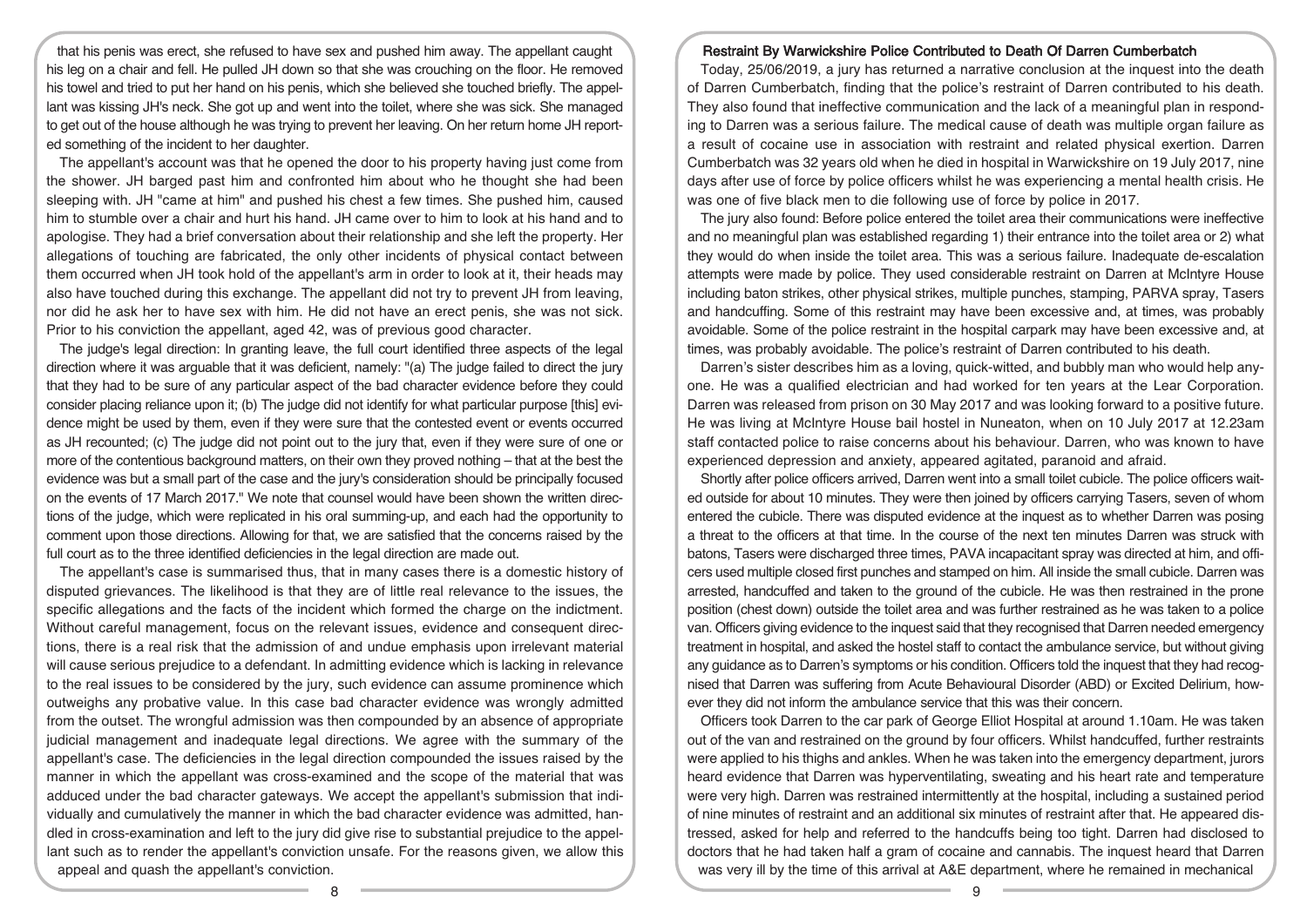that his penis was erect, she refused to have sex and pushed him away. The appellant caught his leg on a chair and fell. He pulled JH down so that she was crouching on the floor. He removed his towel and tried to put her hand on his penis, which she believed she touched briefly. The appellant was kissing JH's neck. She got up and went into the toilet, where she was sick. She managed to get out of the house although he was trying to prevent her leaving. On her return home JH reported something of the incident to her daughter.

The appellant's account was that he opened the door to his property having just come from the shower. JH barged past him and confronted him about who he thought she had been sleeping with. JH "came at him" and pushed his chest a few times. She pushed him, caused him to stumble over a chair and hurt his hand. JH came over to him to look at his hand and to apologise. They had a brief conversation about their relationship and she left the property. Her allegations of touching are fabricated, the only other incidents of physical contact between them occurred when JH took hold of the appellant's arm in order to look at it, their heads may also have touched during this exchange. The appellant did not try to prevent JH from leaving, nor did he ask her to have sex with him. He did not have an erect penis, she was not sick. Prior to his conviction the appellant, aged 42, was of previous good character.

The judge's legal direction: In granting leave, the full court identified three aspects of the legal direction where it was arguable that it was deficient, namely: "(a) The judge failed to direct the jury that they had to be sure of any particular aspect of the bad character evidence before they could consider placing reliance upon it; (b) The judge did not identify for what particular purpose [this] evidence might be used by them, even if they were sure that the contested event or events occurred as JH recounted; (c) The judge did not point out to the jury that, even if they were sure of one or more of the contentious background matters, on their own they proved nothing – that at the best the evidence was but a small part of the case and the jury's consideration should be principally focused on the events of 17 March 2017." We note that counsel would have been shown the written directions of the judge, which were replicated in his oral summing-up, and each had the opportunity to comment upon those directions. Allowing for that, we are satisfied that the concerns raised by the full court as to the three identified deficiencies in the legal direction are made out.

The appellant's case is summarised thus, that in many cases there is a domestic history of disputed grievances. The likelihood is that they are of little real relevance to the issues, the specific allegations and the facts of the incident which formed the charge on the indictment. Without careful management, focus on the relevant issues, evidence and consequent directions, there is a real risk that the admission of and undue emphasis upon irrelevant material will cause serious prejudice to a defendant. In admitting evidence which is lacking in relevance to the real issues to be considered by the jury, such evidence can assume prominence which outweighs any probative value. In this case bad character evidence was wrongly admitted from the outset. The wrongful admission was then compounded by an absence of appropriate judicial management and inadequate legal directions. We agree with the summary of the appellant's case. The deficiencies in the legal direction compounded the issues raised by the manner in which the appellant was cross-examined and the scope of the material that was adduced under the bad character gateways. We accept the appellant's submission that individually and cumulatively the manner in which the bad character evidence was admitted, handled in cross-examination and left to the jury did give rise to substantial prejudice to the appellant such as to render the appellant's conviction unsafe. For the reasons given, we allow this appeal and quash the appellant's conviction.

## Restraint By Warwickshire Police Contributed to Death Of Darren Cumberbatch

Today, 25/06/2019, a jury has returned a narrative conclusion at the inquest into the death of Darren Cumberbatch, finding that the police's restraint of Darren contributed to his death. They also found that ineffective communication and the lack of a meaningful plan in responding to Darren was a serious failure. The medical cause of death was multiple organ failure as a result of cocaine use in association with restraint and related physical exertion. Darren Cumberbatch was 32 years old when he died in hospital in Warwickshire on 19 July 2017, nine days after use of force by police officers whilst he was experiencing a mental health crisis. He was one of five black men to die following use of force by police in 2017.

The jury also found: Before police entered the toilet area their communications were ineffective and no meaningful plan was established regarding 1) their entrance into the toilet area or 2) what they would do when inside the toilet area. This was a serious failure. Inadequate de-escalation attempts were made by police. They used considerable restraint on Darren at McIntyre House including baton strikes, other physical strikes, multiple punches, stamping, PARVA spray, Tasers and handcuffing. Some of this restraint may have been excessive and, at times, was probably avoidable. Some of the police restraint in the hospital carpark may have been excessive and, at times, was probably avoidable. The police's restraint of Darren contributed to his death.

Darren's sister describes him as a loving, quick-witted, and bubbly man who would help anyone. He was a qualified electrician and had worked for ten years at the Lear Corporation. Darren was released from prison on 30 May 2017 and was looking forward to a positive future. He was living at McIntyre House bail hostel in Nuneaton, when on 10 July 2017 at 12.23am staff contacted police to raise concerns about his behaviour. Darren, who was known to have experienced depression and anxiety, appeared agitated, paranoid and afraid.

Shortly after police officers arrived, Darren went into a small toilet cubicle. The police officers waited outside for about 10 minutes. They were then joined by officers carrying Tasers, seven of whom entered the cubicle. There was disputed evidence at the inquest as to whether Darren was posing a threat to the officers at that time. In the course of the next ten minutes Darren was struck with batons, Tasers were discharged three times, PAVA incapacitant spray was directed at him, and officers used multiple closed first punches and stamped on him. All inside the small cubicle. Darren was arrested, handcuffed and taken to the ground of the cubicle. He was then restrained in the prone position (chest down) outside the toilet area and was further restrained as he was taken to a police van. Officers giving evidence to the inquest said that they recognised that Darren needed emergency treatment in hospital, and asked the hostel staff to contact the ambulance service, but without giving any guidance as to Darren's symptoms or his condition. Officers told the inquest that they had recognised that Darren was suffering from Acute Behavioural Disorder (ABD) or Excited Delirium, however they did not inform the ambulance service that this was their concern.

Officers took Darren to the car park of George Elliot Hospital at around 1.10am. He was taken out of the van and restrained on the ground by four officers. Whilst handcuffed, further restraints were applied to his thighs and ankles. When he was taken into the emergency department, jurors heard evidence that Darren was hyperventilating, sweating and his heart rate and temperature were very high. Darren was restrained intermittently at the hospital, including a sustained period of nine minutes of restraint and an additional six minutes of restraint after that. He appeared distressed, asked for help and referred to the handcuffs being too tight. Darren had disclosed to doctors that he had taken half a gram of cocaine and cannabis. The inquest heard that Darren was very ill by the time of this arrival at A&E department, where he remained in mechanical